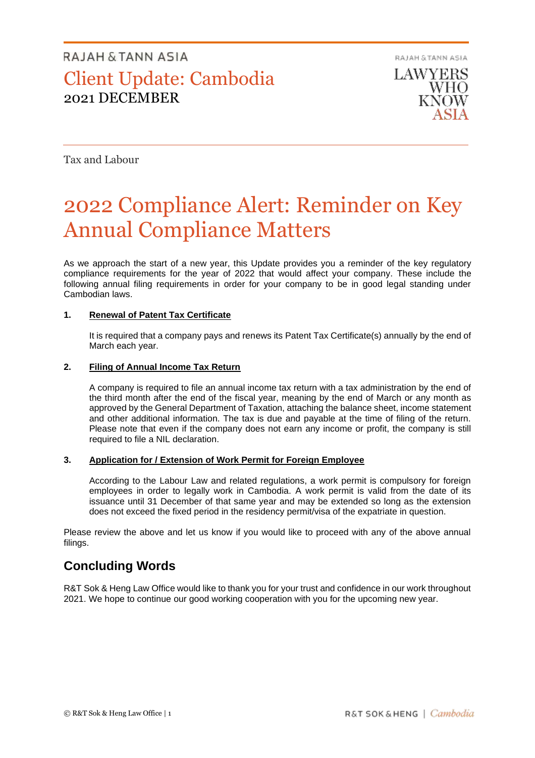RAJAH & TANN ASIA

# Client Update: Cambodia

2021 DECEMBER

Tax and Labour

# 2022 Compliance Alert: Reminder on Key Annual Compliance Matters

As we approach the start of a new year, this Update provides you a reminder of the key regulatory compliance requirements for the year of 2022 that would affect your company. These include the following annual filing requirements in order for your company to be in good legal standing under Cambodian laws.

**1. Renewal of Patent Tax Certificate**

It is required that a company pays and renews its Patent Tax Certificate(s) annually by the end of March each year.

**2. Filing of Annual Income Tax Return**

A company is required to file an annual income tax return with a tax administration by the end of the third month after the end of the fiscal year, meaning by the end of March or any month as approved by the General Department of Taxation, attaching the balance sheet, income statement and other additional information. The tax is due and payable at the time of filing of the return. Please note that even if the company does not earn any income or profit, the company is still required to file a NIL declaration.

**3. Application for / Extension of Work Permit for Foreign Employee**

According to the Labour Law and related regulations, a work permit is compulsory for foreign employees in order to legally work in Cambodia. A work permit is valid from the date of its issuance until 31 December of that same year and may be extended so long as the extension does not exceed the fixed period in the residency permit/visa of the expatriate in question.

Please review the above and let us know if you would like to proceed with any of the above annual filings.

## Concluding Words

R&T Sok & Heng Law Office would like to thank you for your trust and confidence in our work throughout 2021. We hope to continue our good working cooperation with you for the upcoming new year.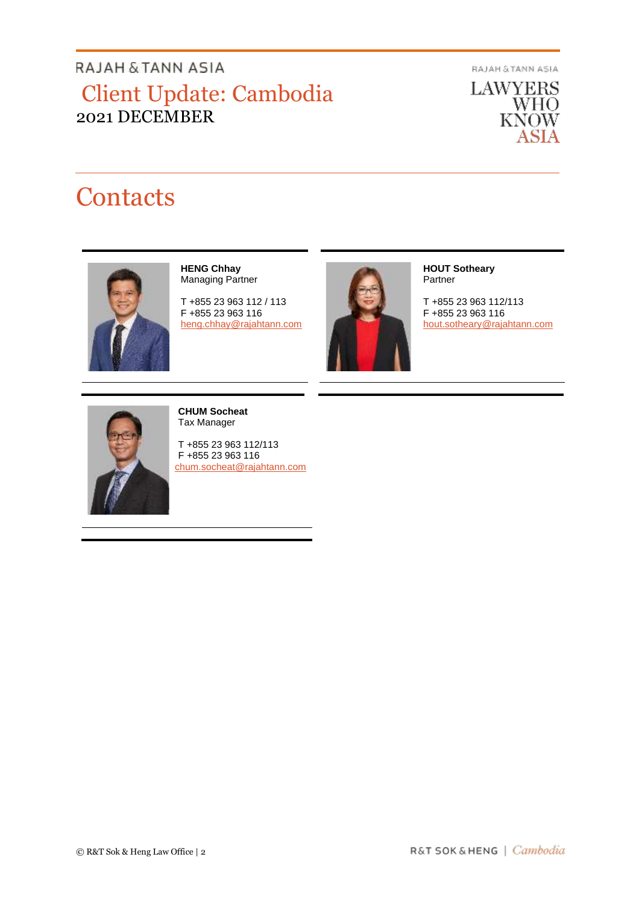# Contacts

**HENG Chhay**
Managing Partner

T +855 23 963 112 / 113
F +855 23 963 116
heng.chhay@rajahtann.com

**HOUT Sotheary**
Partner

T +855 23 963 112/113
F +855 23 963 116
hout.sotheary@rajahtann.com

**CHUM Socheat**
Tax Manager

T +855 23 963 112/113
F +855 23 963 116
chum.socheat@rajahtann.com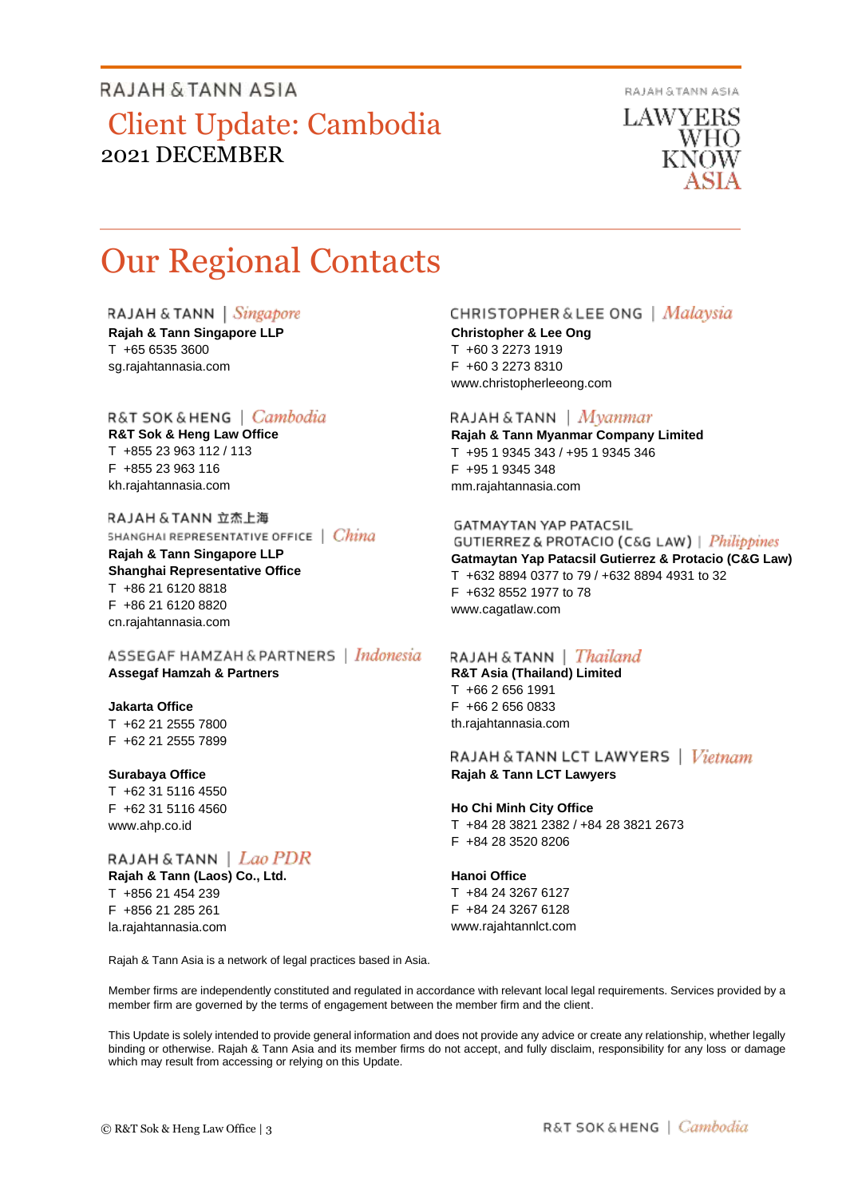# Our Regional Contacts

RAJAH & TANN | *Singapore*
**Rajah & Tann Singapore LLP**
T +65 6535 3600
sg.rajahtannasia.com

R&T SOK & HENG | *Cambodia*
**R&T Sok & Heng Law Office**
T +855 23 963 112 / 113
F +855 23 963 116
kh.rajahtannasia.com

RAJAH & TANN 立杰上海
SHANGHAI REPRESENTATIVE OFFICE | *China*
**Rajah & Tann Singapore LLP**
**Shanghai Representative Office**
T +86 21 6120 8818
F +86 21 6120 8820
cn.rajahtannasia.com

ASSEGAF HAMZAH & PARTNERS | *Indonesia*
**Assegaf Hamzah & Partners**

**Jakarta Office**
T +62 21 2555 7800
F +62 21 2555 7899

**Surabaya Office**
T +62 31 5116 4550
F +62 31 5116 4560
www.ahp.co.id

RAJAH & TANN | *Lao PDR*
**Rajah & Tann (Laos) Co., Ltd.**
T +856 21 454 239
F +856 21 285 261
la.rajahtannasia.com

CHRISTOPHER & LEE ONG | *Malaysia*
**Christopher & Lee Ong**
T +60 3 2273 1919
F +60 3 2273 8310
www.christopherleeong.com

RAJAH & TANN | *Myanmar*
**Rajah & Tann Myanmar Company Limited**
T +95 1 9345 343 / +95 1 9345 346
F +95 1 9345 348
mm.rajahtannasia.com

GATMAYTAN YAP PATACSIL
GUTIERREZ & PROTACIO (C&G LAW) | *Philippines*
**Gatmaytan Yap Patacsil Gutierrez & Protacio (C&G Law)**
T +632 8894 0377 to 79 / +632 8894 4931 to 32
F +632 8552 1977 to 78
www.cagatlaw.com

RAJAH & TANN | *Thailand*
**R&T Asia (Thailand) Limited**
T +66 2 656 1991
F +66 2 656 0833
th.rajahtannasia.com

RAJAH & TANN LCT LAWYERS | *Vietnam*
**Rajah & Tann LCT Lawyers**

**Ho Chi Minh City Office**
T +84 28 3821 2382 / +84 28 3821 2673
F +84 28 3520 8206

**Hanoi Office**
T +84 24 3267 6127
F +84 24 3267 6128
www.rajahtannlct.com

Rajah & Tann Asia is a network of legal practices based in Asia.

Member firms are independently constituted and regulated in accordance with relevant local legal requirements. Services provided by a member firm are governed by the terms of engagement between the member firm and the client.

This Update is solely intended to provide general information and does not provide any advice or create any relationship, whether legally binding or otherwise. Rajah & Tann Asia and its member firms do not accept, and fully disclaim, responsibility for any loss or damage which may result from accessing or relying on this Update.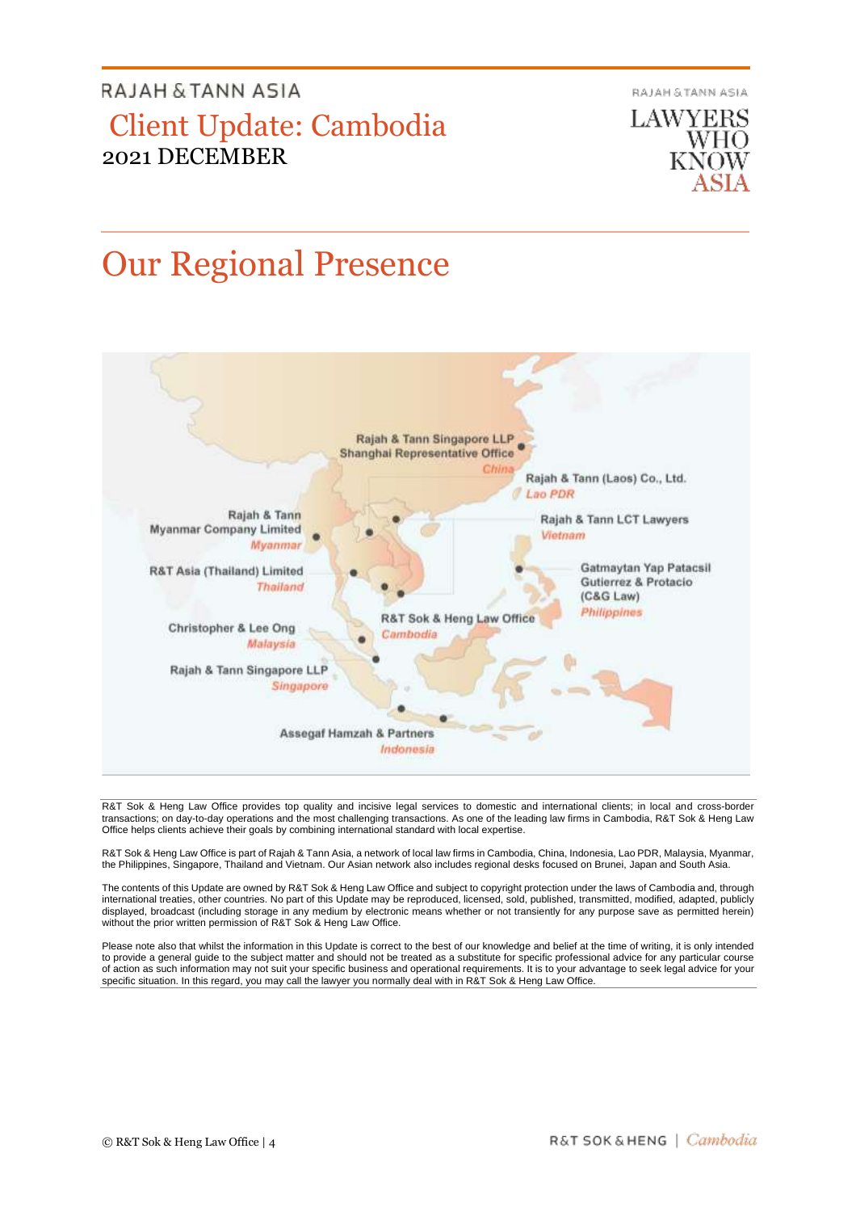# Our Regional Presence

Rajah & Tann Singapore LLP Shanghai Representative Office
China

Rajah & Tann (Laos) Co., Ltd.
Lao PDR

Rajah & Tann Myanmar Company Limited
Myanmar

Rajah & Tann LCT Lawyers
Vietnam

R&T Asia (Thailand) Limited
Thailand

Gatmaytan Yap Patacsil Gutierrez & Protacio (C&G Law)
Philippines

R&T Sok & Heng Law Office
Cambodia

Christopher & Lee Ong
Malaysia

Rajah & Tann Singapore LLP
Singapore

Assegaf Hamzah & Partners
Indonesia

R&T Sok & Heng Law Office provides top quality and incisive legal services to domestic and international clients; in local and cross-border transactions; on day-to-day operations and the most challenging transactions. As one of the leading law firms in Cambodia, R&T Sok & Heng Law Office helps clients achieve their goals by combining international standard with local expertise.

R&T Sok & Heng Law Office is part of Rajah & Tann Asia, a network of local law firms in Cambodia, China, Indonesia, Lao PDR, Malaysia, Myanmar, the Philippines, Singapore, Thailand and Vietnam. Our Asian network also includes regional desks focused on Brunei, Japan and South Asia.

The contents of this Update are owned by R&T Sok & Heng Law Office and subject to copyright protection under the laws of Cambodia and, through international treaties, other countries. No part of this Update may be reproduced, licensed, sold, published, transmitted, modified, adapted, publicly displayed, broadcast (including storage in any medium by electronic means whether or not transiently for any purpose save as permitted herein) without the prior written permission of R&T Sok & Heng Law Office.

Please note also that whilst the information in this Update is correct to the best of our knowledge and belief at the time of writing, it is only intended to provide a general guide to the subject matter and should not be treated as a substitute for specific professional advice for any particular course of action as such information may not suit your specific business and operational requirements. It is to your advantage to seek legal advice for your specific situation. In this regard, you may call the lawyer you normally deal with in R&T Sok & Heng Law Office.